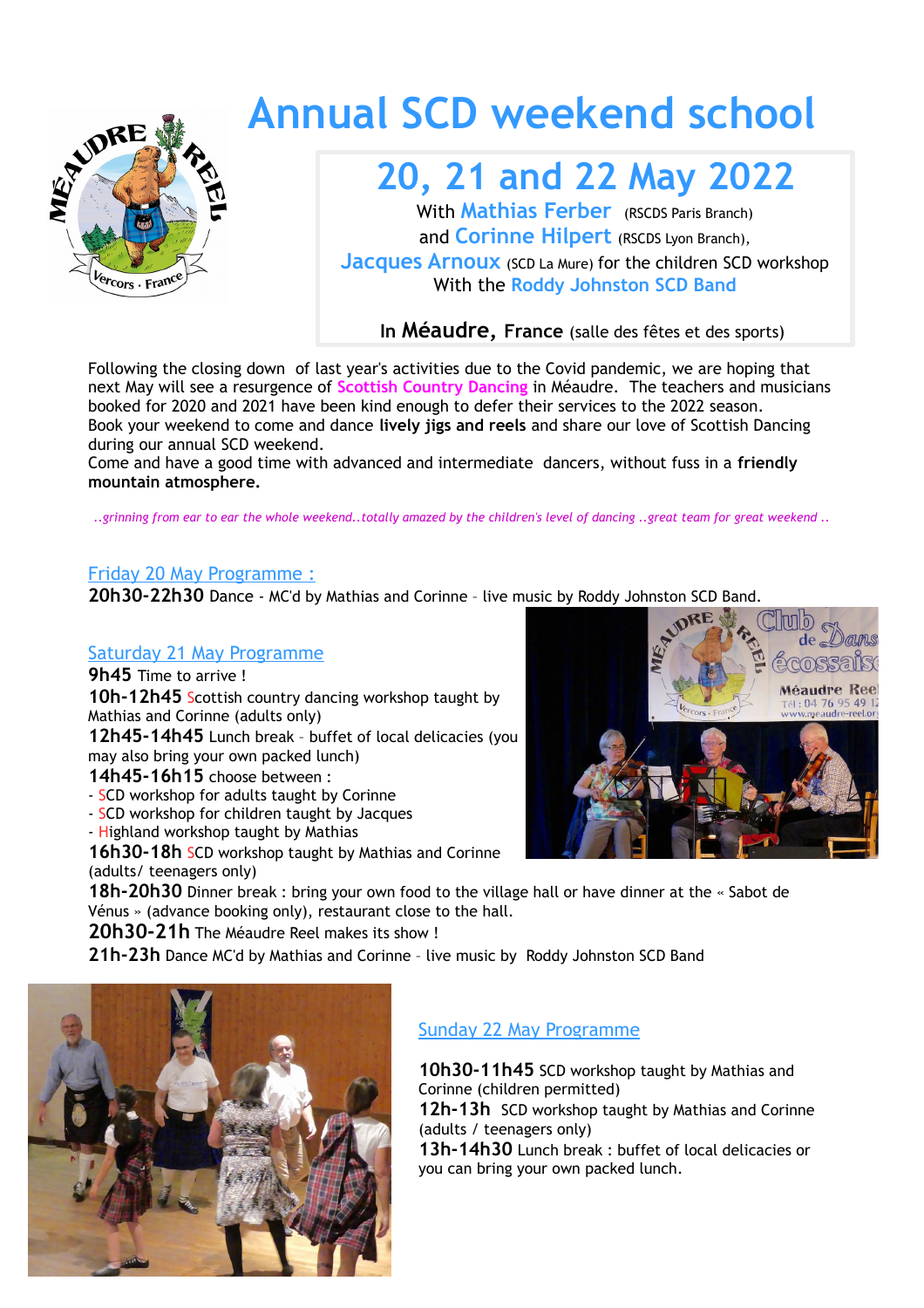# Annual SCD weekend school

## 20, 21 and 22 May 2022

With **Mathias Ferber** (RSCDS Paris Branch)
and **Corinne Hilpert** (RSCDS Lyon Branch),
**Jacques Arnoux** (SCD La Mure) for the children SCD workshop
With the **Roddy Johnston SCD Band**

In **Méaudre, France** (salle des fêtes et des sports)

Following the closing down of last year's activities due to the Covid pandemic, we are hoping that next May will see a resurgence of Scottish Country Dancing in Méaudre. The teachers and musicians booked for 2020 and 2021 have been kind enough to defer their services to the 2022 season.
Book your weekend to come and dance **lively jigs and reels** and share our love of Scottish Dancing during our annual SCD weekend.
Come and have a good time with advanced and intermediate dancers, without fuss in a **friendly mountain atmosphere.**

*..grinning from ear to ear the whole weekend..totally amazed by the children's level of dancing ..great team for great weekend ..*

### Friday 20 May Programme :

**20h30-22h30** Dance - MC'd by Mathias and Corinne – live music by Roddy Johnston SCD Band.

### Saturday 21 May Programme

**9h45** Time to arrive !
**10h-12h45** Scottish country dancing workshop taught by Mathias and Corinne (adults only)
**12h45-14h45** Lunch break – buffet of local delicacies (you may also bring your own packed lunch)
**14h45-16h15** choose between :
- SCD workshop for adults taught by Corinne
- SCD workshop for children taught by Jacques
- Highland workshop taught by Mathias

**16h30-18h** SCD workshop taught by Mathias and Corinne (adults/ teenagers only)
**18h-20h30** Dinner break : bring your own food to the village hall or have dinner at the « Sabot de Vénus » (advance booking only), restaurant close to the hall.
**20h30-21h** The Méaudre Reel makes its show !
**21h-23h** Dance MC'd by Mathias and Corinne – live music by Roddy Johnston SCD Band

### Sunday 22 May Programme

**10h30-11h45** SCD workshop taught by Mathias and Corinne (children permitted)
**12h-13h** SCD workshop taught by Mathias and Corinne (adults / teenagers only)
**13h-14h30** Lunch break : buffet of local delicacies or you can bring your own packed lunch.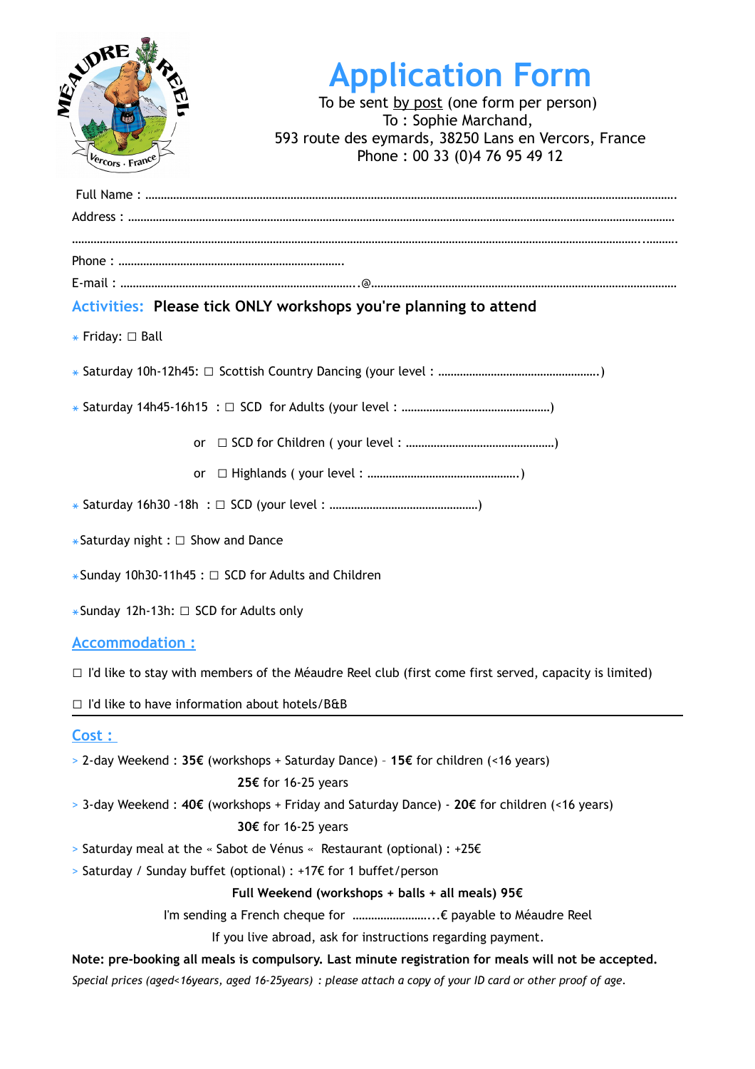# Application Form

To be sent by post (one form per person)
To : Sophie Marchand,
593 route des eymards, 38250 Lans en Vercors, France
Phone : 00 33 (0)4 76 95 49 12

Full Name : ……………………………………………………………………………………………………………………………

Address : ……………………………………………………………………………………………………………………………

……………………………………………………………………………………………………………………………………

Phone : ………………………………………………………………

E-mail : ………………………………………………………………..@……………………………………………………………

## Activities: **Please tick ONLY workshops you're planning to attend**

- Friday: ☐ Ball
- Saturday 10h-12h45: ☐ Scottish Country Dancing (your level : …………………………………………….)
- Saturday 14h45-16h15 : ☐ SCD for Adults (your level : …………………………………………)

  or ☐ SCD for Children ( your level : …………………………………………)

  or ☐ Highlands ( your level : ………………………………………….)
- Saturday 16h30 -18h : ☐ SCD (your level : …………………………………………)
- Saturday night : ☐ Show and Dance
- Sunday 10h30-11h45 : ☐ SCD for Adults and Children
- Sunday 12h-13h: ☐ SCD for Adults only

## Accommodation :

☐ I'd like to stay with members of the Méaudre Reel club (first come first served, capacity is limited)

☐ I'd like to have information about hotels/B&B

---

## Cost :

> 2-day Weekend : **35€** (workshops + Saturday Dance) - **15€** for children (<16 years)

**25€** for 16-25 years

> 3-day Weekend : **40€** (workshops + Friday and Saturday Dance) - **20€** for children (<16 years)

**30€** for 16-25 years

> Saturday meal at the « Sabot de Vénus « Restaurant (optional) : +25€

> Saturday / Sunday buffet (optional) : +17€ for 1 buffet/person

**Full Weekend (workshops + balls + all meals) 95€**

I'm sending a French cheque for ……………………...€ payable to Méaudre Reel

If you live abroad, ask for instructions regarding payment.

**Note: pre-booking all meals is compulsory. Last minute registration for meals will not be accepted.**

*Special prices (aged<16years, aged 16-25years) : please attach a copy of your ID card or other proof of age.*